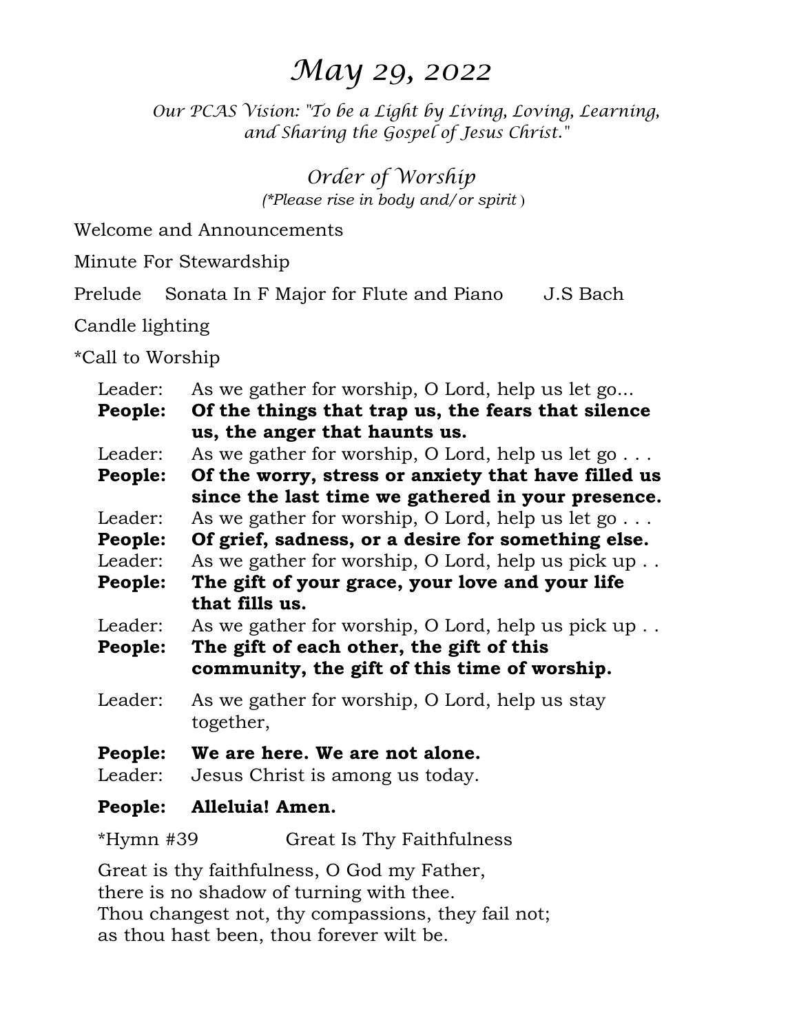# *May 29, 2022*

*Our PCAS Vision: "To be a Light by Living, Loving, Learning, and Sharing the Gospel of Jesus Christ."*

## *Order of Worship*

*(\*Please rise in body and/or spirit )*

Welcome and Announcements

Minute For Stewardship

Prelude Sonata In F Major for Flute and Piano J.S Bach

Candle lighting

*Call to Worship

Leader: As we gather for worship, O Lord, help us let go...
**People: Of the things that trap us, the fears that silence us, the anger that haunts us.**
Leader: As we gather for worship, O Lord, help us let go . . .
**People: Of the worry, stress or anxiety that have filled us since the last time we gathered in your presence.**
Leader: As we gather for worship, O Lord, help us let go . . .
**People: Of grief, sadness, or a desire for something else.**
Leader: As we gather for worship, O Lord, help us pick up . .
**People: The gift of your grace, your love and your life that fills us.**
Leader: As we gather for worship, O Lord, help us pick up . .
**People: The gift of each other, the gift of this community, the gift of this time of worship.**

Leader: As we gather for worship, O Lord, help us stay together,

**People: We are here. We are not alone.**
Leader: Jesus Christ is among us today.

**People: Alleluia! Amen.**

*Hymn #39 Great Is Thy Faithfulness

Great is thy faithfulness, O God my Father,
there is no shadow of turning with thee.
Thou changest not, thy compassions, they fail not;
as thou hast been, thou forever wilt be.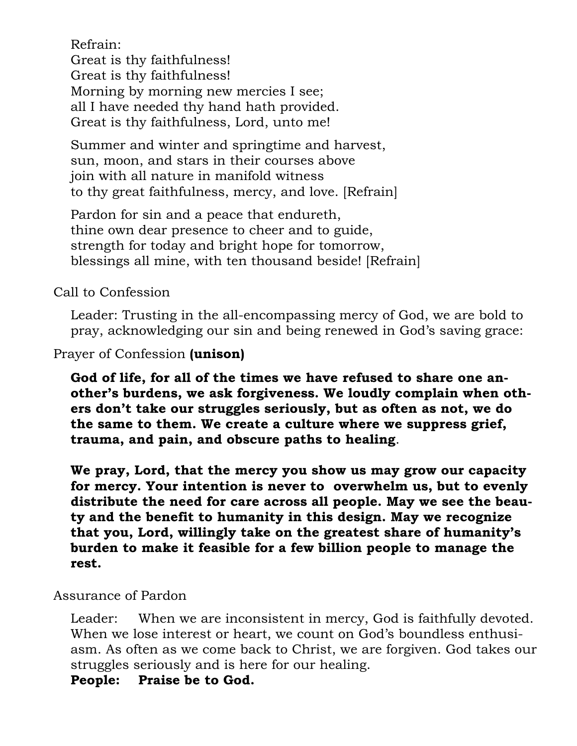Refrain:
Great is thy faithfulness!
Great is thy faithfulness!
Morning by morning new mercies I see;
all I have needed thy hand hath provided.
Great is thy faithfulness, Lord, unto me!

Summer and winter and springtime and harvest,
sun, moon, and stars in their courses above
join with all nature in manifold witness
to thy great faithfulness, mercy, and love. [Refrain]

Pardon for sin and a peace that endureth,
thine own dear presence to cheer and to guide,
strength for today and bright hope for tomorrow,
blessings all mine, with ten thousand beside! [Refrain]

Call to Confession

Leader: Trusting in the all-encompassing mercy of God, we are bold to pray, acknowledging our sin and being renewed in God's saving grace:

Prayer of Confession **(unison)**

**God of life, for all of the times we have refused to share one another's burdens, we ask forgiveness. We loudly complain when others don't take our struggles seriously, but as often as not, we do the same to them. We create a culture where we suppress grief, trauma, and pain, and obscure paths to healing**.

**We pray, Lord, that the mercy you show us may grow our capacity for mercy. Your intention is never to overwhelm us, but to evenly distribute the need for care across all people. May we see the beauty and the benefit to humanity in this design. May we recognize that you, Lord, willingly take on the greatest share of humanity's burden to make it feasible for a few billion people to manage the rest.**

Assurance of Pardon

Leader: When we are inconsistent in mercy, God is faithfully devoted. When we lose interest or heart, we count on God's boundless enthusiasm. As often as we come back to Christ, we are forgiven. God takes our struggles seriously and is here for our healing.
**People: Praise be to God.**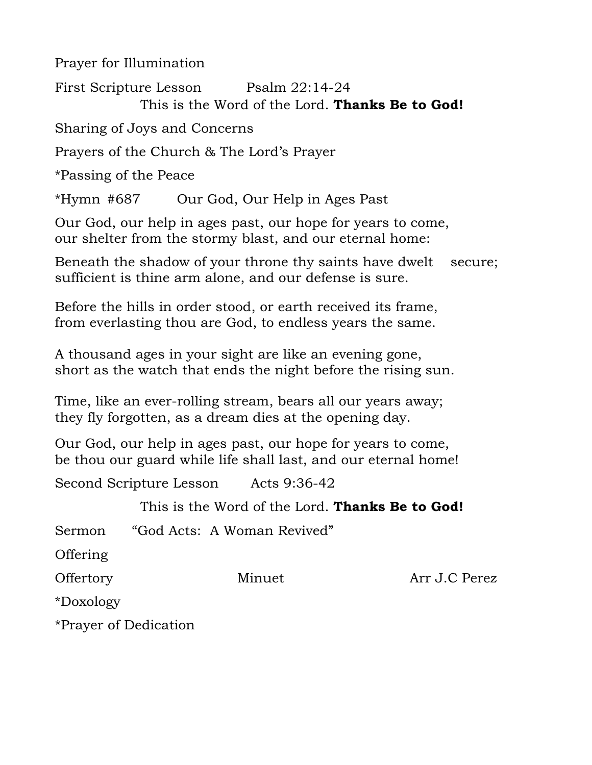Prayer for Illumination

First Scripture Lesson Psalm 22:14-24

This is the Word of the Lord. **Thanks Be to God!**

Sharing of Joys and Concerns

Prayers of the Church & The Lord's Prayer

*Passing of the Peace

*Hymn #687 Our God, Our Help in Ages Past

Our God, our help in ages past, our hope for years to come,
our shelter from the stormy blast, and our eternal home:

Beneath the shadow of your throne thy saints have dwelt secure;
sufficient is thine arm alone, and our defense is sure.

Before the hills in order stood, or earth received its frame,
from everlasting thou are God, to endless years the same.

A thousand ages in your sight are like an evening gone,
short as the watch that ends the night before the rising sun.

Time, like an ever-rolling stream, bears all our years away;
they fly forgotten, as a dream dies at the opening day.

Our God, our help in ages past, our hope for years to come,
be thou our guard while life shall last, and our eternal home!

Second Scripture Lesson Acts 9:36-42

This is the Word of the Lord. **Thanks Be to God!**

Sermon "God Acts: A Woman Revived"

Offering

Offertory Minuet Arr J.C Perez

*Doxology

*Prayer of Dedication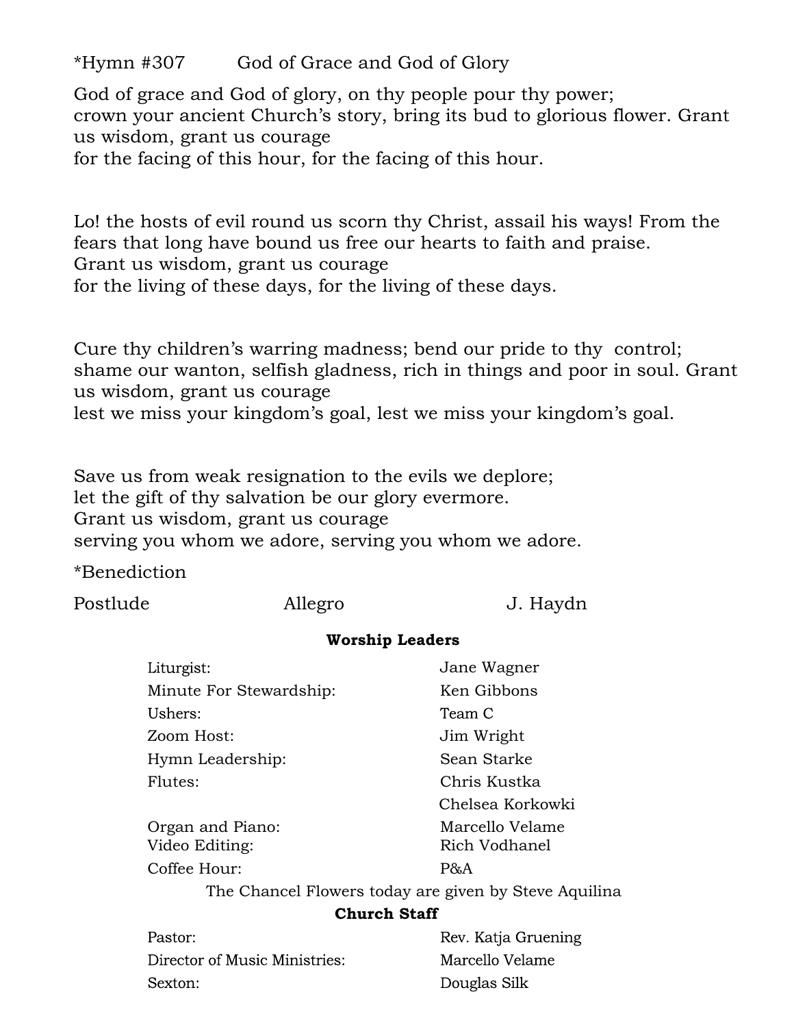*Hymn #307 God of Grace and God of Glory

God of grace and God of glory, on thy people pour thy power;
crown your ancient Church's story, bring its bud to glorious flower. Grant us wisdom, grant us courage
for the facing of this hour, for the facing of this hour.

Lo! the hosts of evil round us scorn thy Christ, assail his ways! From the fears that long have bound us free our hearts to faith and praise.
Grant us wisdom, grant us courage
for the living of these days, for the living of these days.

Cure thy children's warring madness; bend our pride to thy control;
shame our wanton, selfish gladness, rich in things and poor in soul. Grant us wisdom, grant us courage
lest we miss your kingdom's goal, lest we miss your kingdom's goal.

Save us from weak resignation to the evils we deplore;
let the gift of thy salvation be our glory evermore.
Grant us wisdom, grant us courage
serving you whom we adore, serving you whom we adore.

*Benediction

Postlude Allegro J. Haydn

**Worship Leaders**

| | |
|---|---|
| Liturgist: | Jane Wagner |
| Minute For Stewardship: | Ken Gibbons |
| Ushers: | Team C |
| Zoom Host: | Jim Wright |
| Hymn Leadership: | Sean Starke |
| Flutes: | Chris Kustka |
| | Chelsea Korkowki |
| Organ and Piano: | Marcello Velame |
| Video Editing: | Rich Vodhanel |
| Coffee Hour: | P&A |

The Chancel Flowers today are given by Steve Aquilina

**Church Staff**

| | |
|---|---|
| Pastor: | Rev. Katja Gruening |
| Director of Music Ministries: | Marcello Velame |
| Sexton: | Douglas Silk |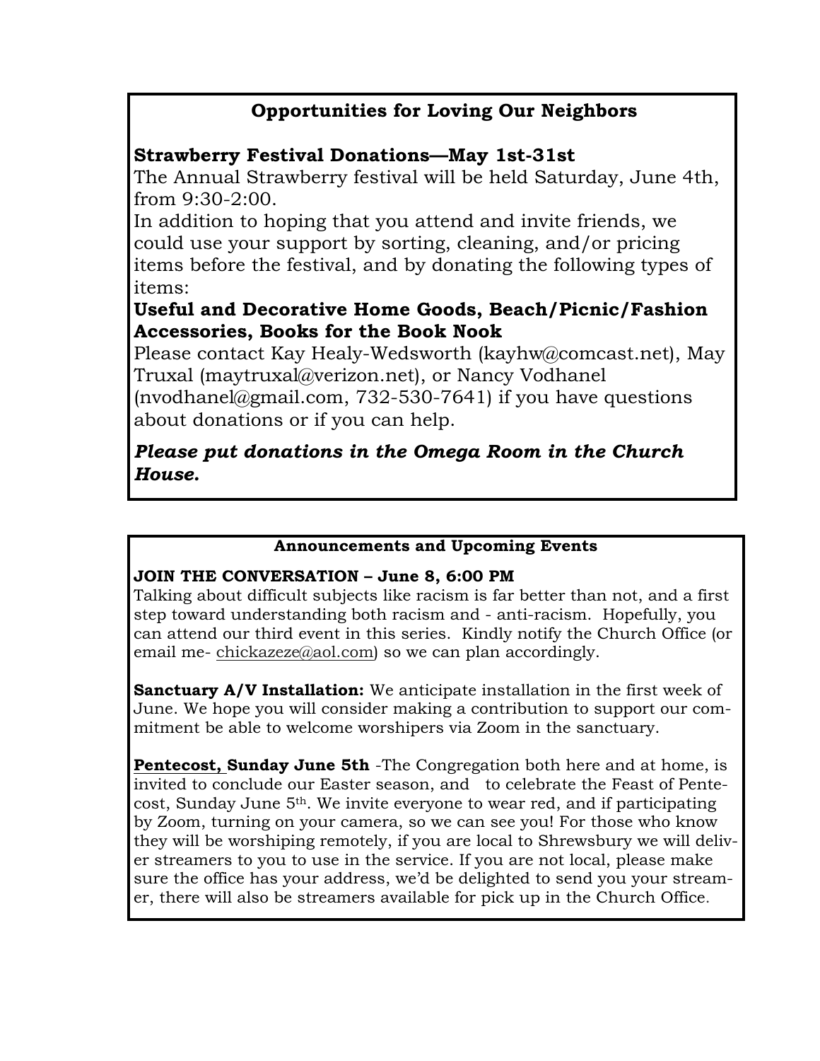## Opportunities for Loving Our Neighbors

### Strawberry Festival Donations—May 1st-31st

The Annual Strawberry festival will be held Saturday, June 4th, from 9:30-2:00.

In addition to hoping that you attend and invite friends, we could use your support by sorting, cleaning, and/or pricing items before the festival, and by donating the following types of items:

**Useful and Decorative Home Goods, Beach/Picnic/Fashion Accessories, Books for the Book Nook**

Please contact Kay Healy-Wedsworth (kayhw@comcast.net), May Truxal (maytruxal@verizon.net), or Nancy Vodhanel (nvodhanel@gmail.com, 732-530-7641) if you have questions about donations or if you can help.

***Please put donations in the Omega Room in the Church House.***

## Announcements and Upcoming Events

**JOIN THE CONVERSATION – June 8, 6:00 PM**

Talking about difficult subjects like racism is far better than not, and a first step toward understanding both racism and - anti-racism. Hopefully, you can attend our third event in this series. Kindly notify the Church Office (or email me- chickazeze@aol.com) so we can plan accordingly.

**Sanctuary A/V Installation:** We anticipate installation in the first week of June. We hope you will consider making a contribution to support our commitment be able to welcome worshipers via Zoom in the sanctuary.

**Pentecost, Sunday June 5th** -The Congregation both here and at home, is invited to conclude our Easter season, and to celebrate the Feast of Pentecost, Sunday June 5th. We invite everyone to wear red, and if participating by Zoom, turning on your camera, so we can see you! For those who know they will be worshiping remotely, if you are local to Shrewsbury we will deliver streamers to you to use in the service. If you are not local, please make sure the office has your address, we'd be delighted to send you your streamer, there will also be streamers available for pick up in the Church Office.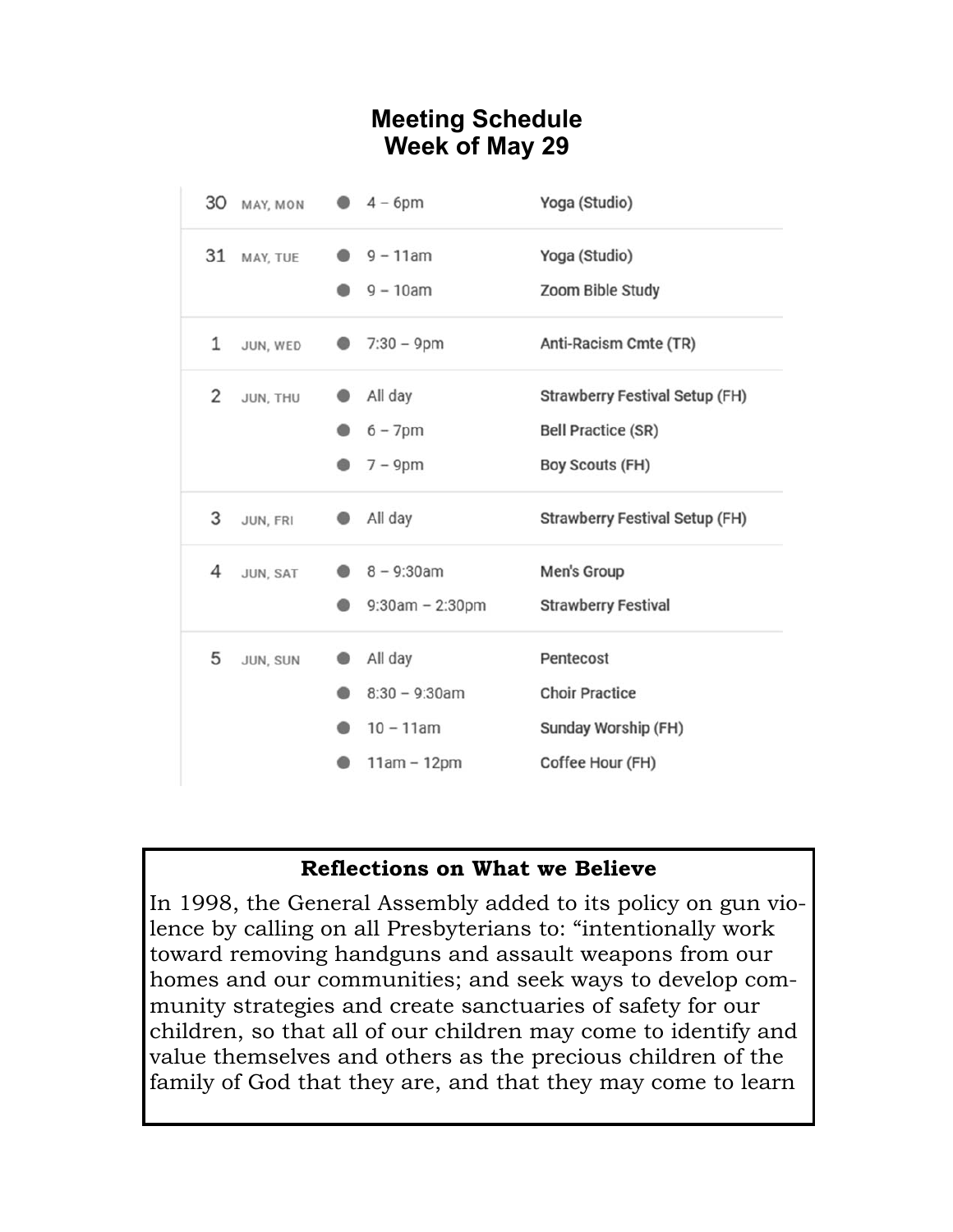## Meeting Schedule
## Week of May 29

| | | | |
|---|---|---|---|
| 30 | MAY, MON | 4 – 6pm | Yoga (Studio) |
| 31 | MAY, TUE | 9 – 11am | Yoga (Studio) |
| | | 9 – 10am | Zoom Bible Study |
| 1 | JUN, WED | 7:30 – 9pm | Anti-Racism Cmte (TR) |
| 2 | JUN, THU | All day | Strawberry Festival Setup (FH) |
| | | 6 – 7pm | Bell Practice (SR) |
| | | 7 – 9pm | Boy Scouts (FH) |
| 3 | JUN, FRI | All day | Strawberry Festival Setup (FH) |
| 4 | JUN, SAT | 8 – 9:30am | Men's Group |
| | | 9:30am – 2:30pm | Strawberry Festival |
| 5 | JUN, SUN | All day | Pentecost |
| | | 8:30 – 9:30am | Choir Practice |
| | | 10 – 11am | Sunday Worship (FH) |
| | | 11am – 12pm | Coffee Hour (FH) |

**Reflections on What we Believe**

In 1998, the General Assembly added to its policy on gun violence by calling on all Presbyterians to: "intentionally work toward removing handguns and assault weapons from our homes and our communities; and seek ways to develop community strategies and create sanctuaries of safety for our children, so that all of our children may come to identify and value themselves and others as the precious children of the family of God that they are, and that they may come to learn